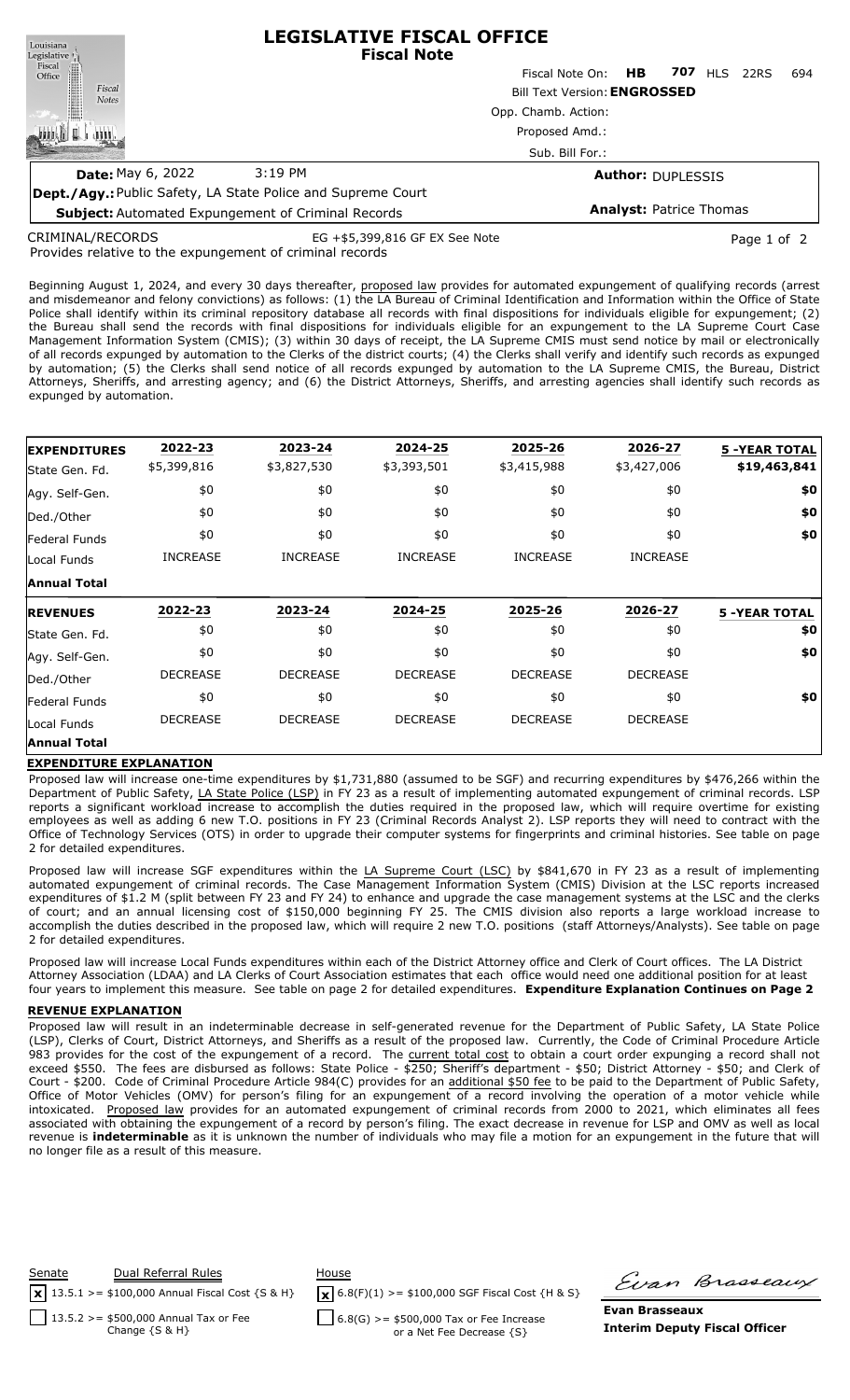# LEGISLATIVE FISCAL OFFICE
## Fiscal Note

Fiscal Note On: **HB 707** HLS 22RS 694

Bill Text Version: **ENGROSSED**

Opp. Chamb. Action:

Proposed Amd.:

Sub. Bill For.:

**Date:** May 6, 2022 3:19 PM

**Author:** DUPLESSIS

**Dept./Agy.:** Public Safety, LA State Police and Supreme Court

**Subject:** Automated Expungement of Criminal Records

**Analyst:** Patrice Thomas

CRIMINAL/RECORDS EG +$5,399,816 GF EX See Note

Provides relative to the expungement of criminal records

Beginning August 1, 2024, and every 30 days thereafter, proposed law provides for automated expungement of qualifying records (arrest and misdemeanor and felony convictions) as follows: (1) the LA Bureau of Criminal Identification and Information within the Office of State Police shall identify within its criminal repository database all records with final dispositions for individuals eligible for expungement; (2) the Bureau shall send the records with final dispositions for individuals eligible for an expungement to the LA Supreme Court Case Management Information System (CMIS); (3) within 30 days of receipt, the LA Supreme CMIS must send notice by mail or electronically of all records expunged by automation to the Clerks of the district courts; (4) the Clerks shall verify and identify such records as expunged by automation; (5) the Clerks shall send notice of all records expunged by automation to the LA Supreme CMIS, the Bureau, District Attorneys, Sheriffs, and arresting agency; and (6) the District Attorneys, Sheriffs, and arresting agencies shall identify such records as expunged by automation.

| **EXPENDITURES** | **2022-23** | **2023-24** | **2024-25** | **2025-26** | **2026-27** | **5 -YEAR TOTAL** |
|---|---|---|---|---|---|---|
| State Gen. Fd. | $5,399,816 | $3,827,530 | $3,393,501 | $3,415,988 | $3,427,006 | **$19,463,841** |
| Agy. Self-Gen. | $0 | $0 | $0 | $0 | $0 | **$0** |
| Ded./Other | $0 | $0 | $0 | $0 | $0 | **$0** |
| Federal Funds | $0 | $0 | $0 | $0 | $0 | **$0** |
| Local Funds | INCREASE | INCREASE | INCREASE | INCREASE | INCREASE | |
| **Annual Total** | | | | | | |

| **REVENUES** | **2022-23** | **2023-24** | **2024-25** | **2025-26** | **2026-27** | **5 -YEAR TOTAL** |
|---|---|---|---|---|---|---|
| State Gen. Fd. | $0 | $0 | $0 | $0 | $0 | **$0** |
| Agy. Self-Gen. | $0 | $0 | $0 | $0 | $0 | **$0** |
| Ded./Other | DECREASE | DECREASE | DECREASE | DECREASE | DECREASE | |
| Federal Funds | $0 | $0 | $0 | $0 | $0 | **$0** |
| Local Funds | DECREASE | DECREASE | DECREASE | DECREASE | DECREASE | |
| **Annual Total** | | | | | | |

## EXPENDITURE EXPLANATION

Proposed law will increase one-time expenditures by $1,731,880 (assumed to be SGF) and recurring expenditures by $476,266 within the Department of Public Safety, LA State Police (LSP) in FY 23 as a result of implementing automated expungement of criminal records. LSP reports a significant workload increase to accomplish the duties required in the proposed law, which will require overtime for existing employees as well as adding 6 new T.O. positions in FY 23 (Criminal Records Analyst 2). LSP reports they will need to contract with the Office of Technology Services (OTS) in order to upgrade their computer systems for fingerprints and criminal histories. See table on page 2 for detailed expenditures.

Proposed law will increase SGF expenditures within the LA Supreme Court (LSC) by $841,670 in FY 23 as a result of implementing automated expungement of criminal records. The Case Management Information System (CMIS) Division at the LSC reports increased expenditures of $1.2 M (split between FY 23 and FY 24) to enhance and upgrade the case management systems at the LSC and the clerks of court; and an annual licensing cost of $150,000 beginning FY 25. The CMIS division also reports a large workload increase to accomplish the duties described in the proposed law, which will require 2 new T.O. positions (staff Attorneys/Analysts). See table on page 2 for detailed expenditures.

Proposed law will increase Local Funds expenditures within each of the District Attorney office and Clerk of Court offices. The LA District Attorney Association (LDAA) and LA Clerks of Court Association estimates that each office would need one additional position for at least four years to implement this measure. See table on page 2 for detailed expenditures. **Expenditure Explanation Continues on Page 2**

## REVENUE EXPLANATION

Proposed law will result in an indeterminable decrease in self-generated revenue for the Department of Public Safety, LA State Police (LSP), Clerks of Court, District Attorneys, and Sheriffs as a result of the proposed law. Currently, the Code of Criminal Procedure Article 983 provides for the cost of the expungement of a record. The current total cost to obtain a court order expunging a record shall not exceed $550. The fees are disbursed as follows: State Police - $250; Sheriff's department - $50; District Attorney - $50; and Clerk of Court - $200. Code of Criminal Procedure Article 984(C) provides for an additional $50 fee to be paid to the Department of Public Safety, Office of Motor Vehicles (OMV) for person's filing for an expungement of a record involving the operation of a motor vehicle while intoxicated. Proposed law provides for an automated expungement of criminal records from 2000 to 2021, which eliminates all fees associated with obtaining the expungement of a record by person's filing. The exact decrease in revenue for LSP and OMV as well as local revenue is **indeterminable** as it is unknown the number of individuals who may file a motion for an expungement in the future that will no longer file as a result of this measure.

| Senate | Dual Referral Rules | House |
|---|---|---|
| [x] 13.5.1 >= $100,000 Annual Fiscal Cost {S & H} | | [x] 6.8(F)(1) >= $100,000 SGF Fiscal Cost {H & S} |
| [ ] 13.5.2 >= $500,000 Annual Tax or Fee Change {S & H} | | [ ] 6.8(G) >= $500,000 Tax or Fee Increase or a Net Fee Decrease {S} |

**Evan Brasseaux**
**Interim Deputy Fiscal Officer**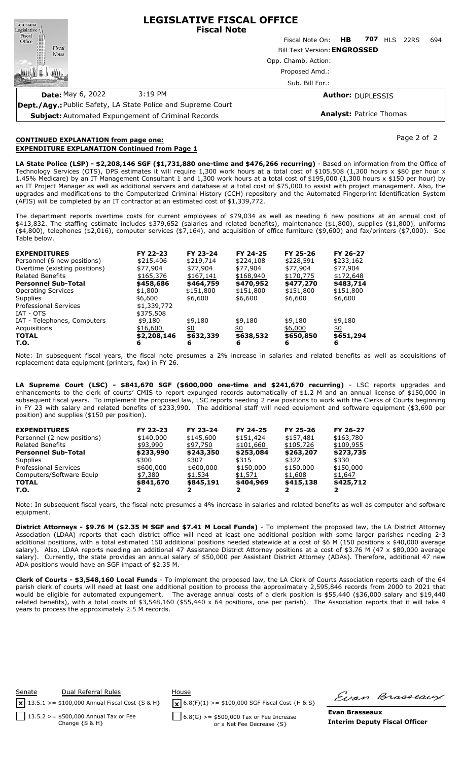# LEGISLATIVE FISCAL OFFICE
## Fiscal Note

Fiscal Note On: **HB 707** HLS 22RS 694

Bill Text Version: **ENGROSSED**

Opp. Chamb. Action:

Proposed Amd.:

Sub. Bill For.:

**Date:** May 6, 2022 3:19 PM

**Author:** DUPLESSIS

**Dept./Agy.:** Public Safety, LA State Police and Supreme Court

**Subject:** Automated Expungement of Criminal Records

**Analyst:** Patrice Thomas

**CONTINUED EXPLANATION from page one:**
**EXPENDITURE EXPLANATION Continued from Page 1**

**LA State Police (LSP) - $2,208,146 SGF ($1,731,880 one-time and $476,266 recurring)** - Based on information from the Office of Technology Services (OTS), DPS estimates it will require 1,300 work hours at a total cost of $105,508 (1,300 hours x $80 per hour x 1.45% Medicare) by an IT Management Consultant 1 and 1,300 work hours at a total cost of $195,000 (1,300 hours x $150 per hour) by an IT Project Manager as well as additional servers and database at a total cost of $75,000 to assist with project management. Also, the upgrades and modifications to the Computerized Criminal History (CCH) repository and the Automated Fingerprint Identification System (AFIS) will be completed by an IT contractor at an estimated cost of $1,339,772.

The department reports overtime costs for current employees of $79,034 as well as needing 6 new positions at an annual cost of $413,832. The staffing estimate includes $379,652 (salaries and related benefits), maintenance ($1,800), supplies ($1,800), uniforms ($4,800), telephones ($2,016), computer services ($7,164), and acquisition of office furniture ($9,600) and fax/printers ($7,000). See Table below.

| **EXPENDITURES** | **FY 22-23** | **FY 23-24** | **FY 24-25** | **FY 25-26** | **FY 26-27** |
|---|---|---|---|---|---|
| Personnel (6 new positions) | $215,406 | $219,714 | $224,108 | $228,591 | $233,162 |
| Overtime (existing positions) | $77,904 | $77,904 | $77,904 | $77,904 | $77,904 |
| Related Benefits | $165,376 | $167,141 | $168,940 | $170,775 | $172,648 |
| **Personnel Sub-Total** | **$458,686** | **$464,759** | **$470,952** | **$477,270** | **$483,714** |
| Operating Services | $1,800 | $151,800 | $151,800 | $151,800 | $151,800 |
| Supplies | $6,600 | $6,600 | $6,600 | $6,600 | $6,600 |
| Professional Services | $1,339,772 | | | | |
| IAT - OTS | $375,508 | | | | |
| IAT - Telephones, Computers | $9,180 | $9,180 | $9,180 | $9,180 | $9,180 |
| Acquisitions | $16,600 | $0 | $0 | $6,000 | $0 |
| **TOTAL** | **$2,208,146** | **$632,339** | **$638,532** | **$650,850** | **$651,294** |
| **T.O.** | **6** | **6** | **6** | **6** | **6** |

Note: In subsequent fiscal years, the fiscal note presumes a 2% increase in salaries and related benefits as well as acquisitions of replacement data equipment (printers, fax) in FY 26.

**LA Supreme Court (LSC) - $841,670 SGF ($600,000 one-time and $241,670 recurring)** - LSC reports upgrades and enhancements to the clerk of courts' CMIS to report expunged records automatically of $1.2 M and an annual license of $150,000 in subsequent fiscal years. To implement the proposed law, LSC reports needing 2 new positions to work with the Clerks of Courts beginning in FY 23 with salary and related benefits of $233,990. The additional staff will need equipment and software equipment ($3,690 per position) and supplies ($150 per position).

| **EXPENDITURES** | **FY 22-23** | **FY 23-24** | **FY 24-25** | **FY 25-26** | **FY 26-27** |
|---|---|---|---|---|---|
| Personnel (2 new positions) | $140,000 | $145,600 | $151,424 | $157,481 | $163,780 |
| Related Benefits | $93,990 | $97,750 | $101,660 | $105,726 | $109,955 |
| **Personnel Sub-Total** | **$233,990** | **$243,350** | **$253,084** | **$263,207** | **$273,735** |
| Supplies | $300 | $307 | $315 | $322 | $330 |
| Professional Services | $600,000 | $600,000 | $150,000 | $150,000 | $150,000 |
| Computers/Software Equip | $7,380 | $1,534 | $1,571 | $1,608 | $1,647 |
| **TOTAL** | **$841,670** | **$845,191** | **$404,969** | **$415,138** | **$425,712** |
| **T.O.** | **2** | **2** | **2** | **2** | **2** |

Note: In subsequent fiscal years, the fiscal note presumes a 4% increase in salaries and related benefits as well as computer and software equipment.

**District Attorneys - $9.76 M ($2.35 M SGF and $7.41 M Local Funds)** - To implement the proposed law, the LA District Attorney Association (LDAA) reports that each district office will need at least one additional position with some larger parishes needing 2-3 additional positions, with a total estimated 150 additional positions needed statewide at a cost of $6 M (150 positions x $40,000 average salary). Also, LDAA reports needing an additional 47 Assistance District Attorney positions at a cost of $3.76 M (47 x $80,000 average salary). Currently, the state provides an annual salary of $50,000 per Assistant District Attorney (ADAs). Therefore, additional 47 new ADA positions would have an SGF impact of $2.35 M.

**Clerk of Courts - $3,548,160 Local Funds** - To implement the proposed law, the LA Clerk of Courts Association reports each of the 64 parish clerk of courts will need at least one additional position to process the approximately 2,595,846 records from 2000 to 2021 that would be eligible for automated expungement. The average annual costs of a clerk position is $55,440 ($36,000 salary and $19,440 related benefits), with a total costs of $3,548,160 ($55,440 x 64 positions, one per parish). The Association reports that it will take 4 years to process the approximately 2.5 M records.

**Senate** Dual Referral Rules

[x] 13.5.1 >= $100,000 Annual Fiscal Cost {S & H}

[ ] 13.5.2 >= $500,000 Annual Tax or Fee Change {S & H}

**House**

[x] 6.8(F)(1) >= $100,000 SGF Fiscal Cost {H & S}

[ ] 6.8(G) >= $500,000 Tax or Fee Increase or a Net Fee Decrease {S}

**Evan Brasseaux**
**Interim Deputy Fiscal Officer**